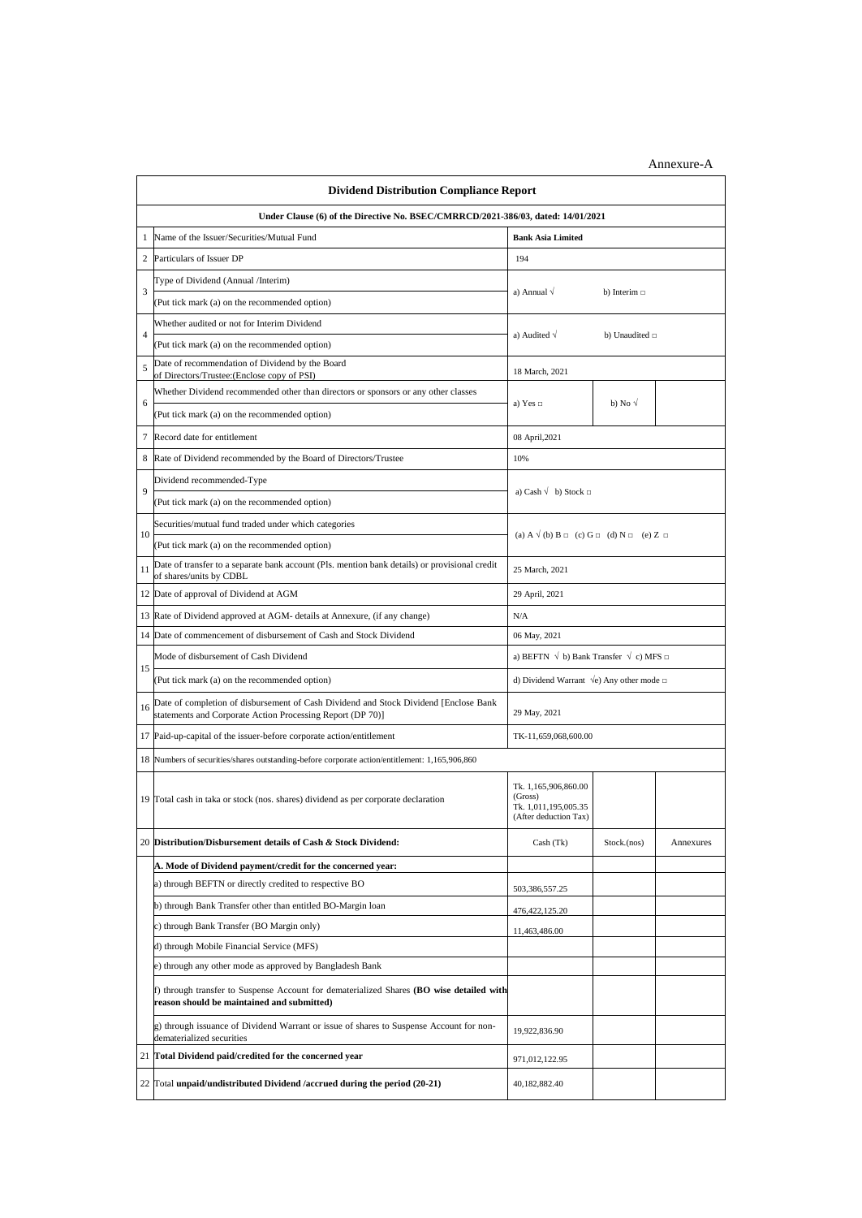Annexure-A

| | **Dividend Distribution Compliance Report** | | | |
|---|---|---|---|---|
| | **Under Clause (6) of the Directive No. BSEC/CMRRCD/2021-386/03, dated: 14/01/2021** | | | |
| 1 | Name of the Issuer/Securities/Mutual Fund | **Bank Asia Limited** | | |
| 2 | Particulars of Issuer DP | 194 | | |
| 3 | Type of Dividend (Annual /Interim) (Put tick mark (a) on the recommended option) | a) Annual √ b) Interim □ | | |
| 4 | Whether audited or not for Interim Dividend (Put tick mark (a) on the recommended option) | a) Audited √ b) Unaudited □ | | |
| 5 | Date of recommendation of Dividend by the Board of Directors/Trustee:(Enclose copy of PSI) | 18 March, 2021 | | |
| 6 | Whether Dividend recommended other than directors or sponsors or any other classes (Put tick mark (a) on the recommended option) | a) Yes □ | b) No √ | |
| 7 | Record date for entitlement | 08 April,2021 | | |
| 8 | Rate of Dividend recommended by the Board of Directors/Trustee | 10% | | |
| 9 | Dividend recommended-Type (Put tick mark (a) on the recommended option) | a) Cash √ b) Stock □ | | |
| 10 | Securities/mutual fund traded under which categories (Put tick mark (a) on the recommended option) | (a) A √ (b) B □ (c) G □ (d) N □ (e) Z □ | | |
| 11 | Date of transfer to a separate bank account (Pls. mention bank details) or provisional credit of shares/units by CDBL | 25 March, 2021 | | |
| 12 | Date of approval of Dividend at AGM | 29 April, 2021 | | |
| 13 | Rate of Dividend approved at AGM- details at Annexure, (if any change) | N/A | | |
| 14 | Date of commencement of disbursement of Cash and Stock Dividend | 06 May, 2021 | | |
| 15 | Mode of disbursement of Cash Dividend (Put tick mark (a) on the recommended option) | a) BEFTN √ b) Bank Transfer √ c) MFS □ d) Dividend Warrant √e) Any other mode □ | | |
| 16 | Date of completion of disbursement of Cash Dividend and Stock Dividend [Enclose Bank statements and Corporate Action Processing Report (DP 70)] | 29 May, 2021 | | |
| 17 | Paid-up-capital of the issuer-before corporate action/entitlement | TK-11,659,068,600.00 | | |
| 18 | Numbers of securities/shares outstanding-before corporate action/entitlement: 1,165,906,860 | | | |
| 19 | Total cash in taka or stock (nos. shares) dividend as per corporate declaration | Tk. 1,165,906,860.00 (Gross) Tk. 1,011,195,005.35 (After deduction Tax) | | |
| 20 | **Distribution/Disbursement details of Cash & Stock Dividend:** | Cash (Tk) | Stock.(nos) | Annexures |
| | **A. Mode of Dividend payment/credit for the concerned year:** | | | |
| | a) through BEFTN or directly credited to respective BO | 503,386,557.25 | | |
| | b) through Bank Transfer other than entitled BO-Margin loan | 476,422,125.20 | | |
| | c) through Bank Transfer (BO Margin only) | 11,463,486.00 | | |
| | d) through Mobile Financial Service (MFS) | | | |
| | e) through any other mode as approved by Bangladesh Bank | | | |
| | f) through transfer to Suspense Account for dematerialized Shares **(BO wise detailed with reason should be maintained and submitted)** | | | |
| | g) through issuance of Dividend Warrant or issue of shares to Suspense Account for non-dematerialized securities | 19,922,836.90 | | |
| 21 | **Total Dividend paid/credited for the concerned year** | 971,012,122.95 | | |
| 22 | Total **unpaid/undistributed Dividend /accrued during the period (20-21)** | 40,182,882.40 | | |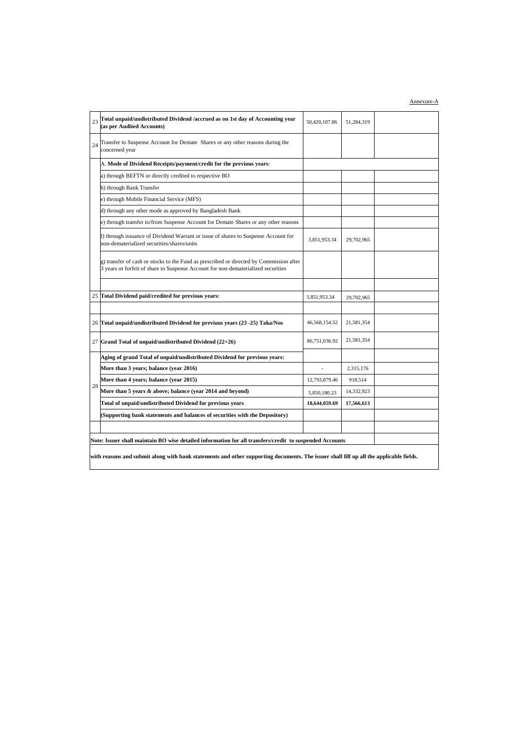Annexure-A

| | | | | |
|---|---|---|---|---|
| 23 | **Total unpaid/undistributed Dividend /accrued as on 1st day of Accounting year (as per Audited Accounts)** | 50,420,107.86 | 51,284,319 | |
| 24 | Transfer to Suspense Account for Demate Shares or any other reasons during the concerned year | | | |
| | A. **Mode of Dividend Receipts/payment/credit for the previous years**: | | | |
| | a) through BEFTN or directly credited to respective BO | | | |
| | b) through Bank Transfer | | | |
| | c) through Mobile Financial Service (MFS) | | | |
| | d) through any other mode as approved by Bangladesh Bank | | | |
| | e) through transfer to/from Suspense Account for Demate Shares or any other reasons | | | |
| | f) through issuance of Dividend Warrant or issue of shares to Suspense Account for non-dematerialized securities/shares/units | 3,851,953.34 | 29,702,965 | |
| | g) transfer of cash or stocks to the Fund as prescribed or directed by Commission after 3 years or forfeit of share to Suspense Account for non-dematerialized securities | | | |
| | | | | |
| 25 | **Total Dividend paid/credited for previous years:** | 3,851,953.34 | 29,702,965 | |
| | | | | |
| 26 | **Total unpaid/undistributed Dividend for previous years (23 -25) Taka/Nos** | 46,568,154.52 | 21,581,354 | |
| 27 | **Grand Total of unpaid/undistributed Dividend (22+26)** | 86,751,036.92 | 21,581,354 | |
| 28 | **Aging of grand Total of unpaid/undistributed Dividend for previous years:** | | | |
| | **More than 3 years; balance (year 2016)** | - | 2,315,176 | |
| | **More than 4 years; balance (year 2015)** | 12,793,879.46 | 918,514 | |
| | **More than 5 years & above; balance (year 2014 and beyond)** | 5,850,180.23 | 14,332,923 | |
| | **Total of unpaid/undistributed Dividend for previous years** | **18,644,059.69** | **17,566,613** | |
| | **(Supporting bank statements and balances of securities with the Depository)** | | | |
| | | | | |

**Note: Issuer shall maintain BO wise detailed information for all transfers/credit to suspended Accounts**

**with reasons and submit along with bank statements and other supporting documents. The issuer shall fill up all the applicable fields.**